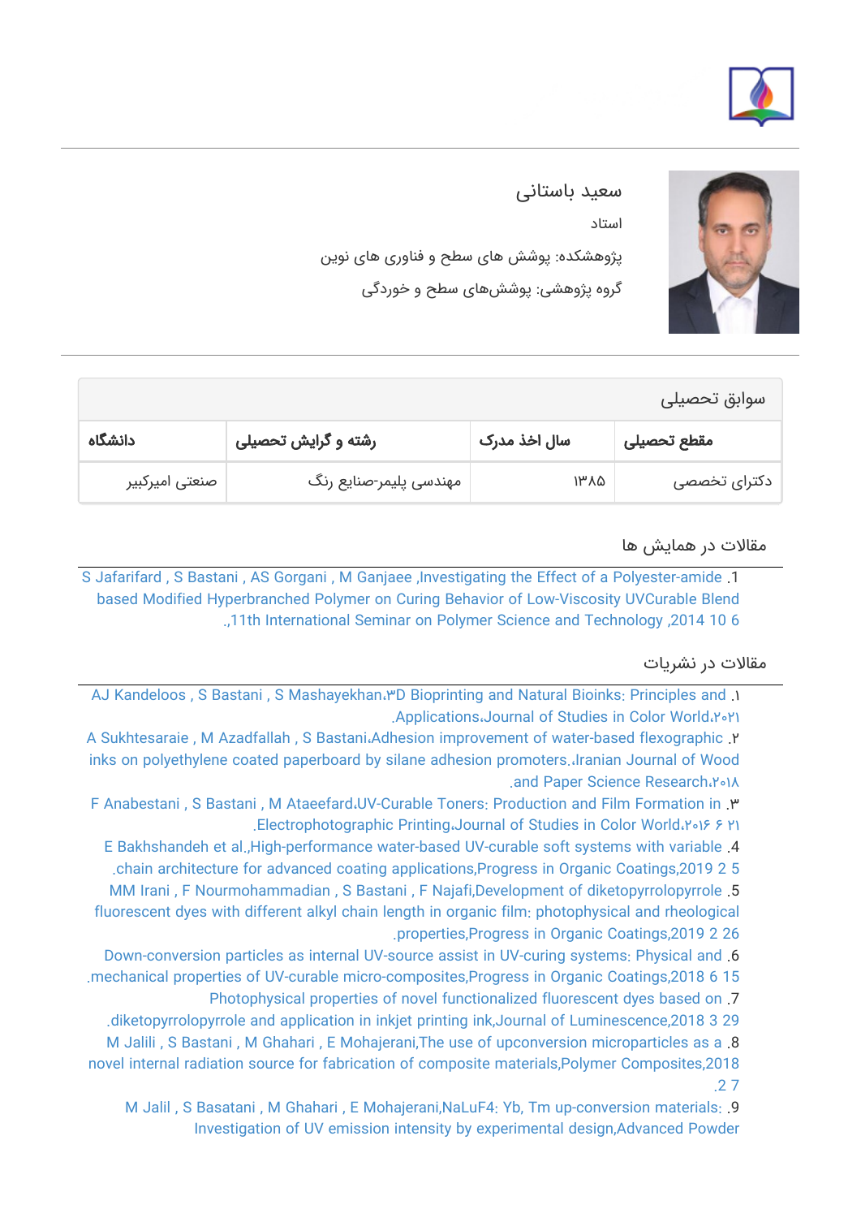# سعید باستانی

استاد

پژوهشکده: پوشش های سطح و فناوری های نوین

گروه پژوهشی: پوشش‌های سطح و خوردگی

## سوابق تحصیلی

| مقطع تحصیلی | سال اخذ مدرک | رشته و گرایش تحصیلی | دانشگاه |
|---|---|---|---|
| دکترای تخصصی | ۱۳۸۵ | مهندسی پلیمر-صنایع رنگ | صنعتی امیرکبیر |

## مقالات در همایش ها

1. S Jafarifard , S Bastani , AS Gorgani , M Ganjaee ,Investigating the Effect of a Polyester-amide based Modified Hyperbranched Polymer on Curing Behavior of Low-Viscosity UVCurable Blend ,11th International Seminar on Polymer Science and Technology ,2014 10 6.,

## مقالات در نشریات

1. AJ Kandeloos , S Bastani , S Mashayekhan،۳D Bioprinting and Natural Bioinks: Principles and Applications،Journal of Studies in Color World،۲۰۲۱.
2. A Sukhtesaraie , M Azadfallah , S Bastani،Adhesion improvement of water-based flexographic inks on polyethylene coated paperboard by silane adhesion promoters.،Iranian Journal of Wood and Paper Science Research،۲۰۱۸.
3. F Anabestani , S Bastani , M Ataeefard،UV-Curable Toners: Production and Film Formation in Electrophotographic Printing،Journal of Studies in Color World،۲۰۱۶ ۶ ۲۱.
4. E Bakhshandeh et al.,High-performance water-based UV-curable soft systems with variable chain architecture for advanced coating applications,Progress in Organic Coatings,2019 2 5.
5. MM Irani , F Nourmohammadian , S Bastani , F Najafi,Development of diketopyrrolopyrrole fluorescent dyes with different alkyl chain length in organic film: photophysical and rheological properties,Progress in Organic Coatings,2019 2 26.
6. Down-conversion particles as internal UV-source assist in UV-curing systems: Physical and mechanical properties of UV-curable micro-composites,Progress in Organic Coatings,2018 6 15.
7. Photophysical properties of novel functionalized fluorescent dyes based on diketopyrrolopyrrole and application in inkjet printing ink,Journal of Luminescence,2018 3 29.
8. M Jalili , S Bastani , M Ghahari , E Mohajerani,The use of upconversion microparticles as a novel internal radiation source for fabrication of composite materials,Polymer Composites,2018 2 7.
9. M Jalil , S Basatani , M Ghahari , E Mohajerani,NaLuF4: Yb, Tm up-conversion materials: Investigation of UV emission intensity by experimental design,Advanced Powder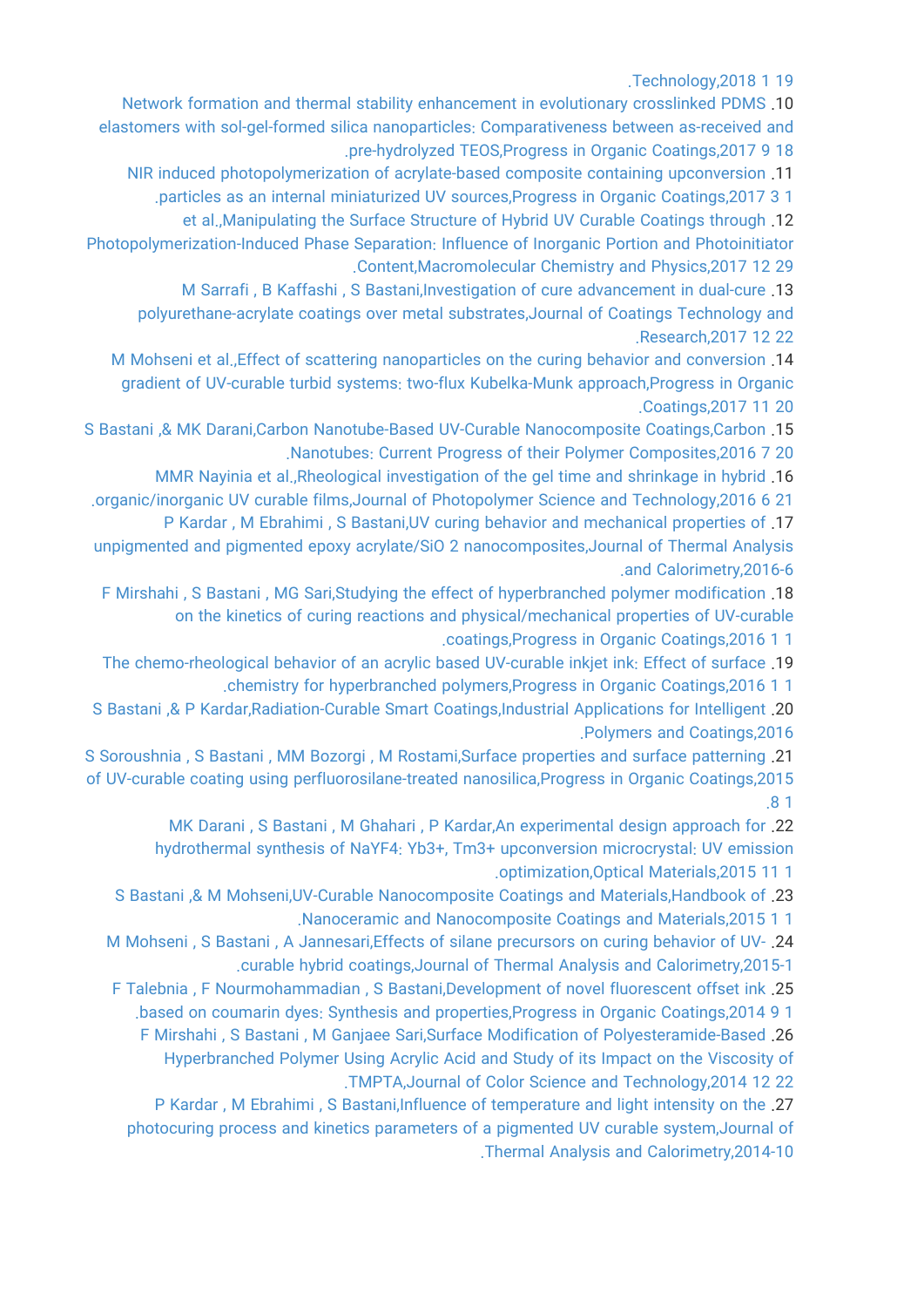Technology,2018 1 19.

10. Network formation and thermal stability enhancement in evolutionary crosslinked PDMS elastomers with sol-gel-formed silica nanoparticles: Comparativeness between as-received and pre-hydrolyzed TEOS,Progress in Organic Coatings,2017 9 18.

11. NIR induced photopolymerization of acrylate-based composite containing upconversion particles as an internal miniaturized UV sources,Progress in Organic Coatings,2017 3 1.

12. et al.,Manipulating the Surface Structure of Hybrid UV Curable Coatings through Photopolymerization-Induced Phase Separation: Influence of Inorganic Portion and Photoinitiator Content,Macromolecular Chemistry and Physics,2017 12 29.

13. M Sarrafi , B Kaffashi , S Bastani,Investigation of cure advancement in dual-cure polyurethane-acrylate coatings over metal substrates,Journal of Coatings Technology and Research,2017 12 22.

14. M Mohseni et al.,Effect of scattering nanoparticles on the curing behavior and conversion gradient of UV-curable turbid systems: two-flux Kubelka-Munk approach,Progress in Organic Coatings,2017 11 20.

15. S Bastani ,& MK Darani,Carbon Nanotube-Based UV-Curable Nanocomposite Coatings,Carbon Nanotubes: Current Progress of their Polymer Composites,2016 7 20.

16. MMR Nayinia et al.,Rheological investigation of the gel time and shrinkage in hybrid organic/inorganic UV curable films,Journal of Photopolymer Science and Technology,2016 6 21.

17. P Kardar , M Ebrahimi , S Bastani,UV curing behavior and mechanical properties of unpigmented and pigmented epoxy acrylate/SiO 2 nanocomposites,Journal of Thermal Analysis and Calorimetry,2016-6.

18. F Mirshahi , S Bastani , MG Sari,Studying the effect of hyperbranched polymer modification on the kinetics of curing reactions and physical/mechanical properties of UV-curable coatings,Progress in Organic Coatings,2016 1 1.

19. The chemo-rheological behavior of an acrylic based UV-curable inkjet ink: Effect of surface chemistry for hyperbranched polymers,Progress in Organic Coatings,2016 1 1.

20. S Bastani ,& P Kardar,Radiation-Curable Smart Coatings,Industrial Applications for Intelligent Polymers and Coatings,2016.

21. S Soroushnia , S Bastani , MM Bozorgi , M Rostami,Surface properties and surface patterning of UV-curable coating using perfluorosilane-treated nanosilica,Progress in Organic Coatings,2015 8 1.

22. MK Darani , S Bastani , M Ghahari , P Kardar,An experimental design approach for hydrothermal synthesis of NaYF4: Yb3+, Tm3+ upconversion microcrystal: UV emission optimization,Optical Materials,2015 11 1.

23. S Bastani ,& M Mohseni,UV-Curable Nanocomposite Coatings and Materials,Handbook of Nanoceramic and Nanocomposite Coatings and Materials,2015 1 1.

24. M Mohseni , S Bastani , A Jannesari,Effects of silane precursors on curing behavior of UV-curable hybrid coatings,Journal of Thermal Analysis and Calorimetry,2015-1.

25. F Talebnia , F Nourmohammadian , S Bastani,Development of novel fluorescent offset ink based on coumarin dyes: Synthesis and properties,Progress in Organic Coatings,2014 9 1.

26. F Mirshahi , S Bastani , M Ganjaee Sari,Surface Modification of Polyesteramide-Based Hyperbranched Polymer Using Acrylic Acid and Study of its Impact on the Viscosity of TMPTA,Journal of Color Science and Technology,2014 12 22.

27. P Kardar , M Ebrahimi , S Bastani,Influence of temperature and light intensity on the photocuring process and kinetics parameters of a pigmented UV curable system,Journal of Thermal Analysis and Calorimetry,2014-10.